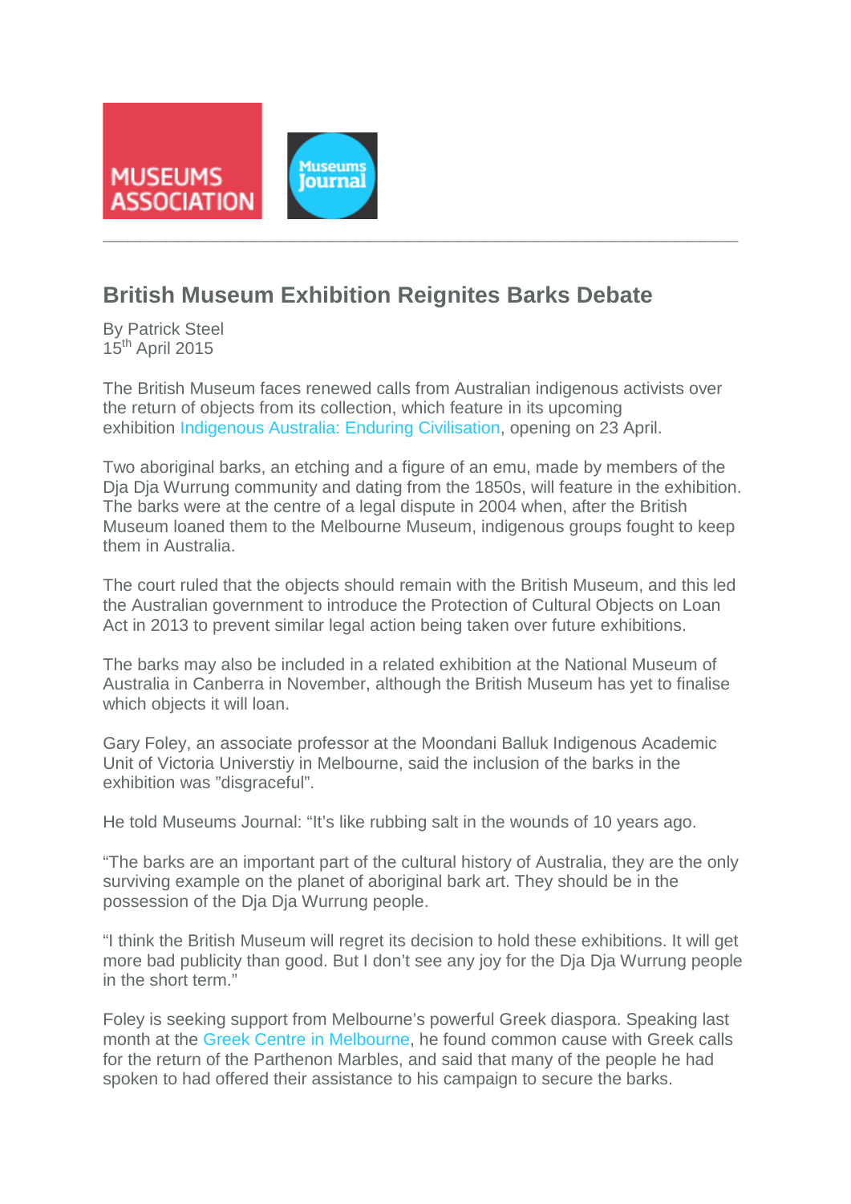MUSEUMS ASSOCIATION

Museums Journal

---

## British Museum Exhibition Reignites Barks Debate

By Patrick Steel
15th April 2015

The British Museum faces renewed calls from Australian indigenous activists over the return of objects from its collection, which feature in its upcoming exhibition Indigenous Australia: Enduring Civilisation, opening on 23 April.

Two aboriginal barks, an etching and a figure of an emu, made by members of the Dja Dja Wurrung community and dating from the 1850s, will feature in the exhibition. The barks were at the centre of a legal dispute in 2004 when, after the British Museum loaned them to the Melbourne Museum, indigenous groups fought to keep them in Australia.

The court ruled that the objects should remain with the British Museum, and this led the Australian government to introduce the Protection of Cultural Objects on Loan Act in 2013 to prevent similar legal action being taken over future exhibitions.

The barks may also be included in a related exhibition at the National Museum of Australia in Canberra in November, although the British Museum has yet to finalise which objects it will loan.

Gary Foley, an associate professor at the Moondani Balluk Indigenous Academic Unit of Victoria Universtiy in Melbourne, said the inclusion of the barks in the exhibition was "disgraceful".

He told Museums Journal: "It's like rubbing salt in the wounds of 10 years ago.

"The barks are an important part of the cultural history of Australia, they are the only surviving example on the planet of aboriginal bark art. They should be in the possession of the Dja Dja Wurrung people.

"I think the British Museum will regret its decision to hold these exhibitions. It will get more bad publicity than good. But I don't see any joy for the Dja Dja Wurrung people in the short term."

Foley is seeking support from Melbourne's powerful Greek diaspora. Speaking last month at the Greek Centre in Melbourne, he found common cause with Greek calls for the return of the Parthenon Marbles, and said that many of the people he had spoken to had offered their assistance to his campaign to secure the barks.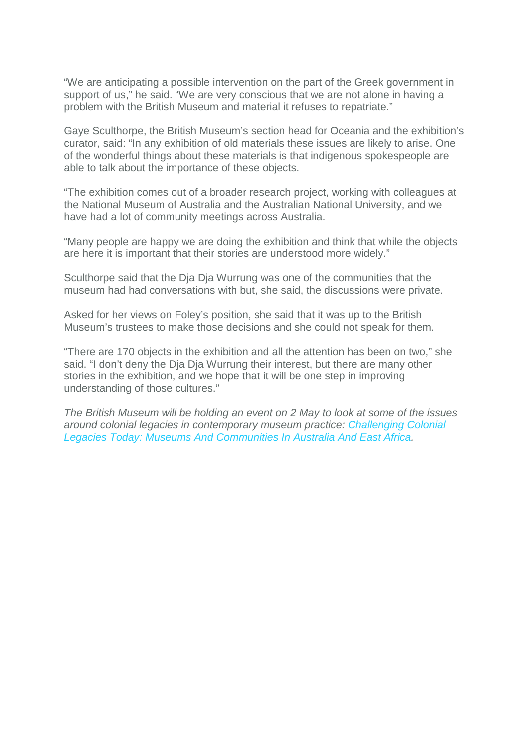"We are anticipating a possible intervention on the part of the Greek government in support of us," he said. "We are very conscious that we are not alone in having a problem with the British Museum and material it refuses to repatriate."

Gaye Sculthorpe, the British Museum's section head for Oceania and the exhibition's curator, said: "In any exhibition of old materials these issues are likely to arise. One of the wonderful things about these materials is that indigenous spokespeople are able to talk about the importance of these objects.

"The exhibition comes out of a broader research project, working with colleagues at the National Museum of Australia and the Australian National University, and we have had a lot of community meetings across Australia.

"Many people are happy we are doing the exhibition and think that while the objects are here it is important that their stories are understood more widely."

Sculthorpe said that the Dja Dja Wurrung was one of the communities that the museum had had conversations with but, she said, the discussions were private.

Asked for her views on Foley's position, she said that it was up to the British Museum's trustees to make those decisions and she could not speak for them.

"There are 170 objects in the exhibition and all the attention has been on two," she said. "I don't deny the Dja Dja Wurrung their interest, but there are many other stories in the exhibition, and we hope that it will be one step in improving understanding of those cultures."

*The British Museum will be holding an event on 2 May to look at some of the issues around colonial legacies in contemporary museum practice: Challenging Colonial Legacies Today: Museums And Communities In Australia And East Africa.*